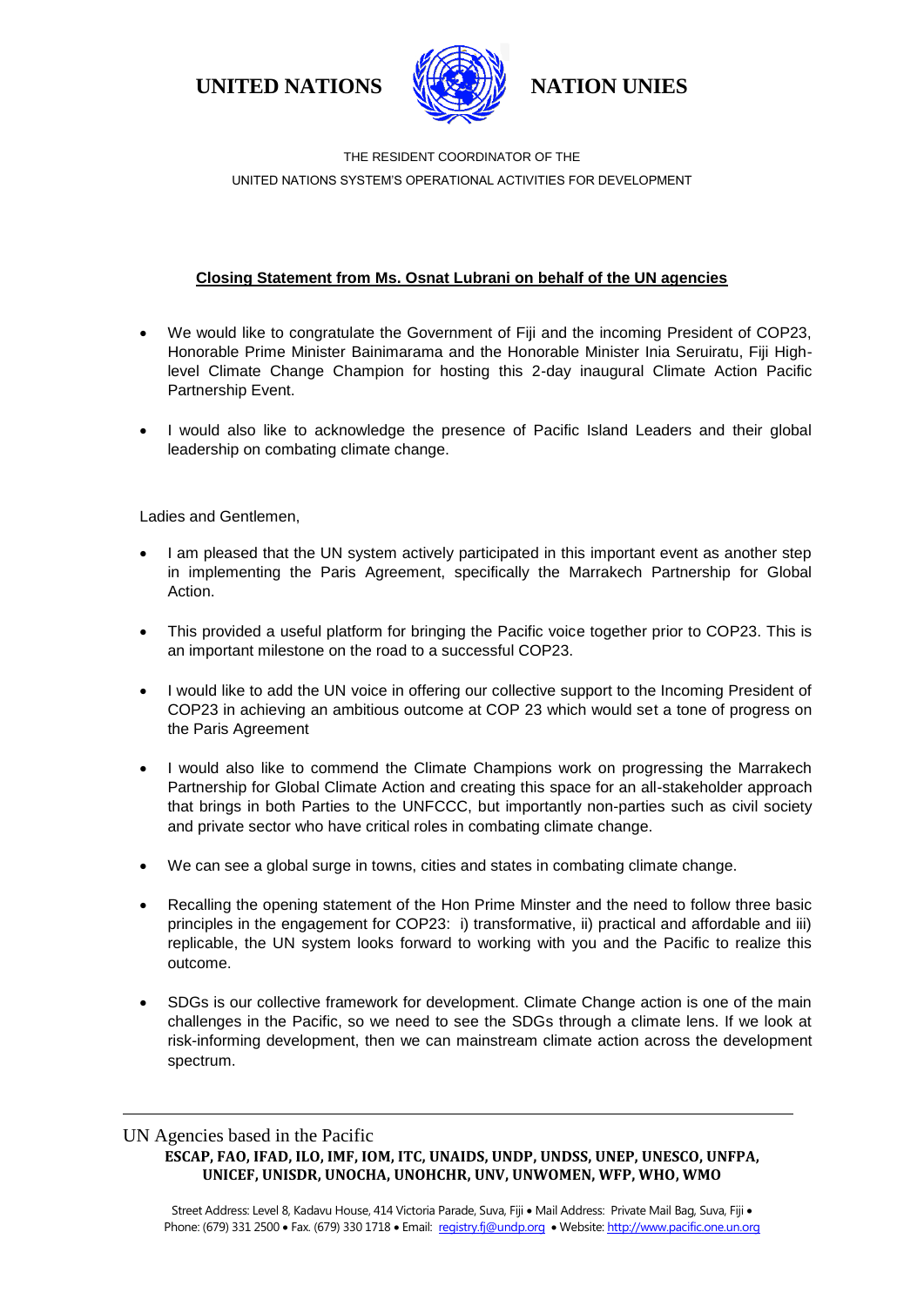**UNITED NATIONS** **NATION UNIES**

THE RESIDENT COORDINATOR OF THE
UNITED NATIONS SYSTEM'S OPERATIONAL ACTIVITIES FOR DEVELOPMENT

**Closing Statement from Ms. Osnat Lubrani on behalf of the UN agencies**

- We would like to congratulate the Government of Fiji and the incoming President of COP23, Honorable Prime Minister Bainimarama and the Honorable Minister Inia Seruiratu, Fiji High-level Climate Change Champion for hosting this 2-day inaugural Climate Action Pacific Partnership Event.
- I would also like to acknowledge the presence of Pacific Island Leaders and their global leadership on combating climate change.

Ladies and Gentlemen,

- I am pleased that the UN system actively participated in this important event as another step in implementing the Paris Agreement, specifically the Marrakech Partnership for Global Action.
- This provided a useful platform for bringing the Pacific voice together prior to COP23. This is an important milestone on the road to a successful COP23.
- I would like to add the UN voice in offering our collective support to the Incoming President of COP23 in achieving an ambitious outcome at COP 23 which would set a tone of progress on the Paris Agreement
- I would also like to commend the Climate Champions work on progressing the Marrakech Partnership for Global Climate Action and creating this space for an all-stakeholder approach that brings in both Parties to the UNFCCC, but importantly non-parties such as civil society and private sector who have critical roles in combating climate change.
- We can see a global surge in towns, cities and states in combating climate change.
- Recalling the opening statement of the Hon Prime Minster and the need to follow three basic principles in the engagement for COP23: i) transformative, ii) practical and affordable and iii) replicable, the UN system looks forward to working with you and the Pacific to realize this outcome.
- SDGs is our collective framework for development. Climate Change action is one of the main challenges in the Pacific, so we need to see the SDGs through a climate lens. If we look at risk-informing development, then we can mainstream climate action across the development spectrum.

---

UN Agencies based in the Pacific
**ESCAP, FAO, IFAD, ILO, IMF, IOM, ITC, UNAIDS, UNDP, UNDSS, UNEP, UNESCO, UNFPA, UNICEF, UNISDR, UNOCHA, UNOHCHR, UNV, UNWOMEN, WFP, WHO, WMO**

Street Address: Level 8, Kadavu House, 414 Victoria Parade, Suva, Fiji • Mail Address: Private Mail Bag, Suva, Fiji • Phone: (679) 331 2500 • Fax. (679) 330 1718 • Email: registry.fj@undp.org • Website: http://www.pacific.one.un.org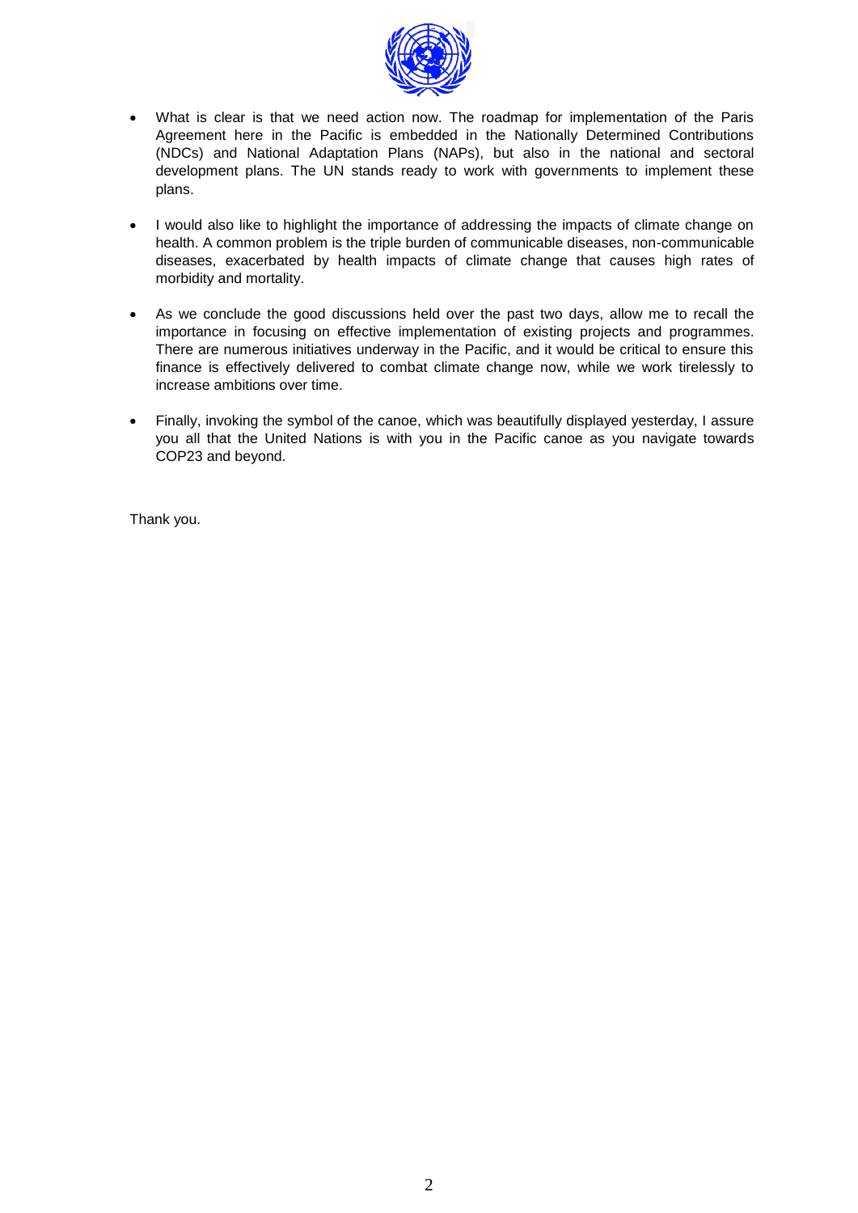- What is clear is that we need action now. The roadmap for implementation of the Paris Agreement here in the Pacific is embedded in the Nationally Determined Contributions (NDCs) and National Adaptation Plans (NAPs), but also in the national and sectoral development plans. The UN stands ready to work with governments to implement these plans.

- I would also like to highlight the importance of addressing the impacts of climate change on health. A common problem is the triple burden of communicable diseases, non-communicable diseases, exacerbated by health impacts of climate change that causes high rates of morbidity and mortality.

- As we conclude the good discussions held over the past two days, allow me to recall the importance in focusing on effective implementation of existing projects and programmes. There are numerous initiatives underway in the Pacific, and it would be critical to ensure this finance is effectively delivered to combat climate change now, while we work tirelessly to increase ambitions over time.

- Finally, invoking the symbol of the canoe, which was beautifully displayed yesterday, I assure you all that the United Nations is with you in the Pacific canoe as you navigate towards COP23 and beyond.

Thank you.